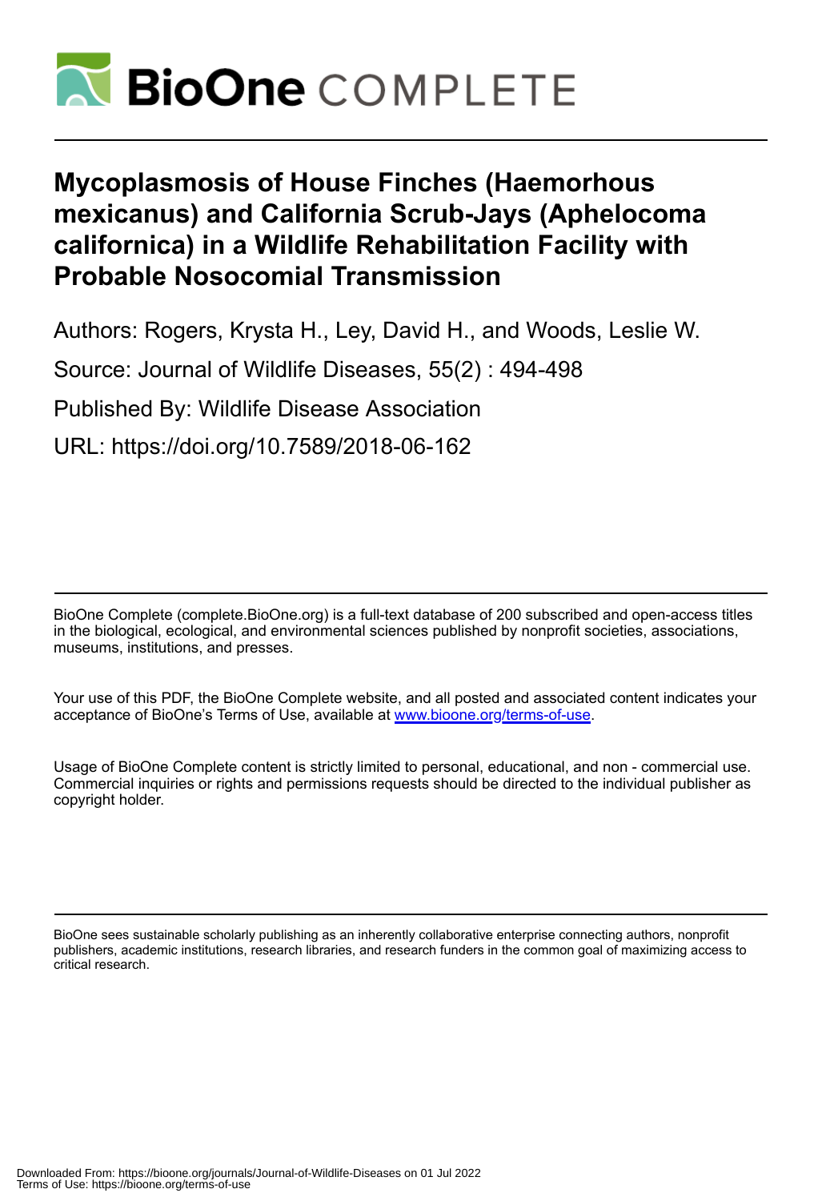# Mycoplasmosis of House Finches (Haemorhous mexicanus) and California Scrub-Jays (Aphelocoma californica) in a Wildlife Rehabilitation Facility with Probable Nosocomial Transmission

Authors: Rogers, Krysta H., Ley, David H., and Woods, Leslie W.

Source: Journal of Wildlife Diseases, 55(2) : 494-498

Published By: Wildlife Disease Association

URL: https://doi.org/10.7589/2018-06-162

---

BioOne Complete (complete.BioOne.org) is a full-text database of 200 subscribed and open-access titles in the biological, ecological, and environmental sciences published by nonprofit societies, associations, museums, institutions, and presses.

Your use of this PDF, the BioOne Complete website, and all posted and associated content indicates your acceptance of BioOne's Terms of Use, available at www.bioone.org/terms-of-use.

Usage of BioOne Complete content is strictly limited to personal, educational, and non - commercial use. Commercial inquiries or rights and permissions requests should be directed to the individual publisher as copyright holder.

---

BioOne sees sustainable scholarly publishing as an inherently collaborative enterprise connecting authors, nonprofit publishers, academic institutions, research libraries, and research funders in the common goal of maximizing access to critical research.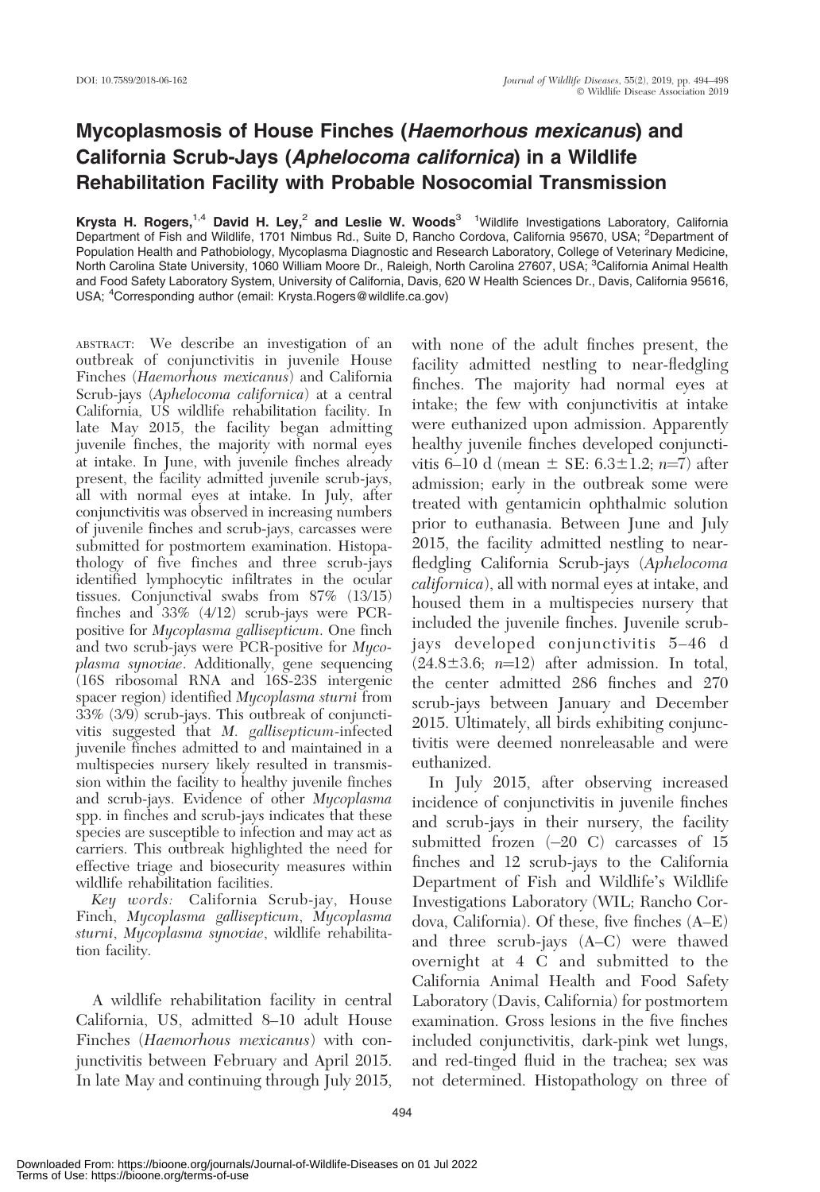# Mycoplasmosis of House Finches (*Haemorhous mexicanus*) and California Scrub-Jays (*Aphelocoma californica*) in a Wildlife Rehabilitation Facility with Probable Nosocomial Transmission

**Krysta H. Rogers,**[1,4] **David H. Ley,**[2] **and Leslie W. Woods**[3] [1]Wildlife Investigations Laboratory, California Department of Fish and Wildlife, 1701 Nimbus Rd., Suite D, Rancho Cordova, California 95670, USA; [2]Department of Population Health and Pathobiology, Mycoplasma Diagnostic and Research Laboratory, College of Veterinary Medicine, North Carolina State University, 1060 William Moore Dr., Raleigh, North Carolina 27607, USA; [3]California Animal Health and Food Safety Laboratory System, University of California, Davis, 620 W Health Sciences Dr., Davis, California 95616, USA; [4]Corresponding author (email: Krysta.Rogers@wildlife.ca.gov)

ABSTRACT: We describe an investigation of an outbreak of conjunctivitis in juvenile House Finches (*Haemorhous mexicanus*) and California Scrub-jays (*Aphelocoma californica*) at a central California, US wildlife rehabilitation facility. In late May 2015, the facility began admitting juvenile finches, the majority with normal eyes at intake. In June, with juvenile finches already present, the facility admitted juvenile scrub-jays, all with normal eyes at intake. In July, after conjunctivitis was observed in increasing numbers of juvenile finches and scrub-jays, carcasses were submitted for postmortem examination. Histopathology of five finches and three scrub-jays identified lymphocytic infiltrates in the ocular tissues. Conjunctival swabs from 87% (13/15) finches and 33% (4/12) scrub-jays were PCR-positive for *Mycoplasma gallisepticum*. One finch and two scrub-jays were PCR-positive for *Mycoplasma synoviae*. Additionally, gene sequencing (16S ribosomal RNA and 16S-23S intergenic spacer region) identified *Mycoplasma sturni* from 33% (3/9) scrub-jays. This outbreak of conjunctivitis suggested that *M. gallisepticum*-infected juvenile finches admitted to and maintained in a multispecies nursery likely resulted in transmission within the facility to healthy juvenile finches and scrub-jays. Evidence of other *Mycoplasma* spp. in finches and scrub-jays indicates that these species are susceptible to infection and may act as carriers. This outbreak highlighted the need for effective triage and biosecurity measures within wildlife rehabilitation facilities.

*Key words:* California Scrub-jay, House Finch, *Mycoplasma gallisepticum*, *Mycoplasma sturni*, *Mycoplasma synoviae*, wildlife rehabilitation facility.

A wildlife rehabilitation facility in central California, US, admitted 8–10 adult House Finches (*Haemorhous mexicanus*) with conjunctivitis between February and April 2015. In late May and continuing through July 2015, with none of the adult finches present, the facility admitted nestling to near-fledgling finches. The majority had normal eyes at intake; the few with conjunctivitis at intake were euthanized upon admission. Apparently healthy juvenile finches developed conjunctivitis 6–10 d (mean ± SE: 6.3±1.2; $n$=7) after admission; early in the outbreak some were treated with gentamicin ophthalmic solution prior to euthanasia. Between June and July 2015, the facility admitted nestling to near-fledgling California Scrub-jays (*Aphelocoma californica*), all with normal eyes at intake, and housed them in a multispecies nursery that included the juvenile finches. Juvenile scrub-jays developed conjunctivitis 5–46 d (24.8±3.6; $n$=12) after admission. In total, the center admitted 286 finches and 270 scrub-jays between January and December 2015. Ultimately, all birds exhibiting conjunctivitis were deemed nonreleasable and were euthanized.

In July 2015, after observing increased incidence of conjunctivitis in juvenile finches and scrub-jays in their nursery, the facility submitted frozen (–20 C) carcasses of 15 finches and 12 scrub-jays to the California Department of Fish and Wildlife's Wildlife Investigations Laboratory (WIL; Rancho Cordova, California). Of these, five finches (A–E) and three scrub-jays (A–C) were thawed overnight at 4 C and submitted to the California Animal Health and Food Safety Laboratory (Davis, California) for postmortem examination. Gross lesions in the five finches included conjunctivitis, dark-pink wet lungs, and red-tinged fluid in the trachea; sex was not determined. Histopathology on three of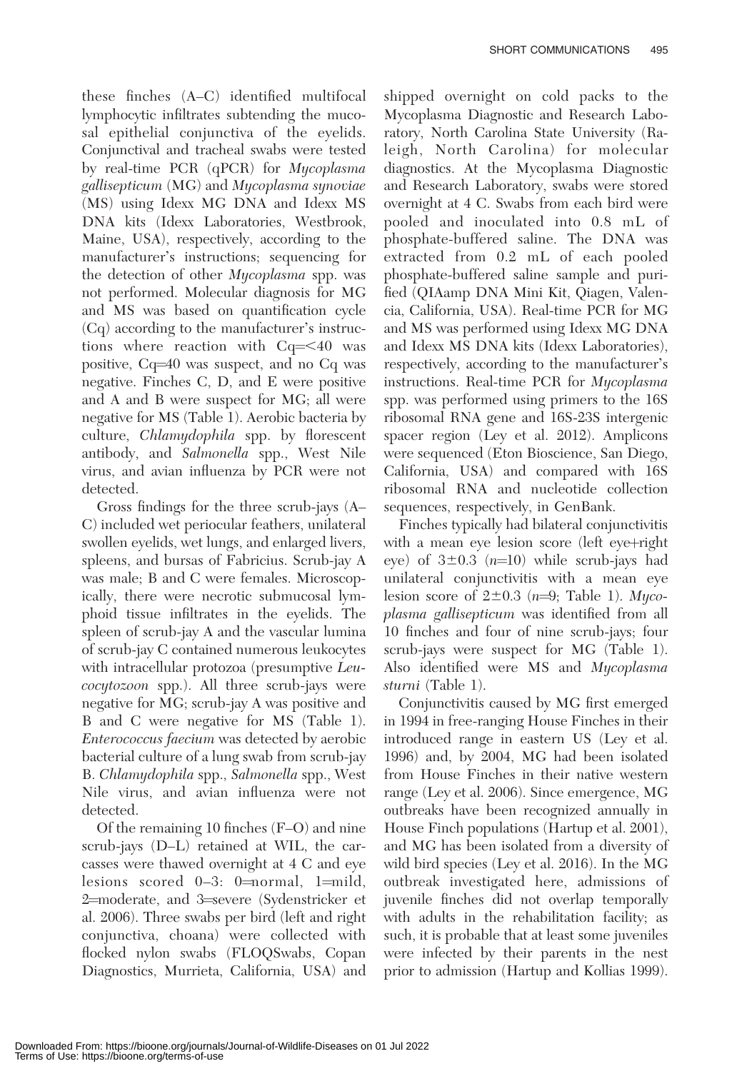these finches (A–C) identified multifocal lymphocytic infiltrates subtending the mucosal epithelial conjunctiva of the eyelids. Conjunctival and tracheal swabs were tested by real-time PCR (qPCR) for *Mycoplasma gallisepticum* (MG) and *Mycoplasma synoviae* (MS) using Idexx MG DNA and Idexx MS DNA kits (Idexx Laboratories, Westbrook, Maine, USA), respectively, according to the manufacturer's instructions; sequencing for the detection of other *Mycoplasma* spp. was not performed. Molecular diagnosis for MG and MS was based on quantification cycle (Cq) according to the manufacturer's instructions where reaction with Cq=<40 was positive, Cq=40 was suspect, and no Cq was negative. Finches C, D, and E were positive and A and B were suspect for MG; all were negative for MS (Table 1). Aerobic bacteria by culture, *Chlamydophila* spp. by florescent antibody, and *Salmonella* spp., West Nile virus, and avian influenza by PCR were not detected.

Gross findings for the three scrub-jays (A–C) included wet periocular feathers, unilateral swollen eyelids, wet lungs, and enlarged livers, spleens, and bursas of Fabricius. Scrub-jay A was male; B and C were females. Microscopically, there were necrotic submucosal lymphoid tissue infiltrates in the eyelids. The spleen of scrub-jay A and the vascular lumina of scrub-jay C contained numerous leukocytes with intracellular protozoa (presumptive *Leucocytozoon* spp.). All three scrub-jays were negative for MG; scrub-jay A was positive and B and C were negative for MS (Table 1). *Enterococcus faecium* was detected by aerobic bacterial culture of a lung swab from scrub-jay B. *Chlamydophila* spp., *Salmonella* spp., West Nile virus, and avian influenza were not detected.

Of the remaining 10 finches (F–O) and nine scrub-jays (D–L) retained at WIL, the carcasses were thawed overnight at 4 C and eye lesions scored 0–3: 0=normal, 1=mild, 2=moderate, and 3=severe (Sydenstricker et al. 2006). Three swabs per bird (left and right conjunctiva, choana) were collected with flocked nylon swabs (FLOQSwabs, Copan Diagnostics, Murrieta, California, USA) and shipped overnight on cold packs to the Mycoplasma Diagnostic and Research Laboratory, North Carolina State University (Raleigh, North Carolina) for molecular diagnostics. At the Mycoplasma Diagnostic and Research Laboratory, swabs were stored overnight at 4 C. Swabs from each bird were pooled and inoculated into 0.8 mL of phosphate-buffered saline. The DNA was extracted from 0.2 mL of each pooled phosphate-buffered saline sample and purified (QIAamp DNA Mini Kit, Qiagen, Valencia, California, USA). Real-time PCR for MG and MS was performed using Idexx MG DNA and Idexx MS DNA kits (Idexx Laboratories), respectively, according to the manufacturer's instructions. Real-time PCR for *Mycoplasma* spp. was performed using primers to the 16S ribosomal RNA gene and 16S-23S intergenic spacer region (Ley et al. 2012). Amplicons were sequenced (Eton Bioscience, San Diego, California, USA) and compared with 16S ribosomal RNA and nucleotide collection sequences, respectively, in GenBank.

Finches typically had bilateral conjunctivitis with a mean eye lesion score (left eye+right eye) of $3\pm0.3$ ($n$=10) while scrub-jays had unilateral conjunctivitis with a mean eye lesion score of $2\pm0.3$ ($n$=9; Table 1). *Mycoplasma gallisepticum* was identified from all 10 finches and four of nine scrub-jays; four scrub-jays were suspect for MG (Table 1). Also identified were MS and *Mycoplasma sturni* (Table 1).

Conjunctivitis caused by MG first emerged in 1994 in free-ranging House Finches in their introduced range in eastern US (Ley et al. 1996) and, by 2004, MG had been isolated from House Finches in their native western range (Ley et al. 2006). Since emergence, MG outbreaks have been recognized annually in House Finch populations (Hartup et al. 2001), and MG has been isolated from a diversity of wild bird species (Ley et al. 2016). In the MG outbreak investigated here, admissions of juvenile finches did not overlap temporally with adults in the rehabilitation facility; as such, it is probable that at least some juveniles were infected by their parents in the nest prior to admission (Hartup and Kollias 1999).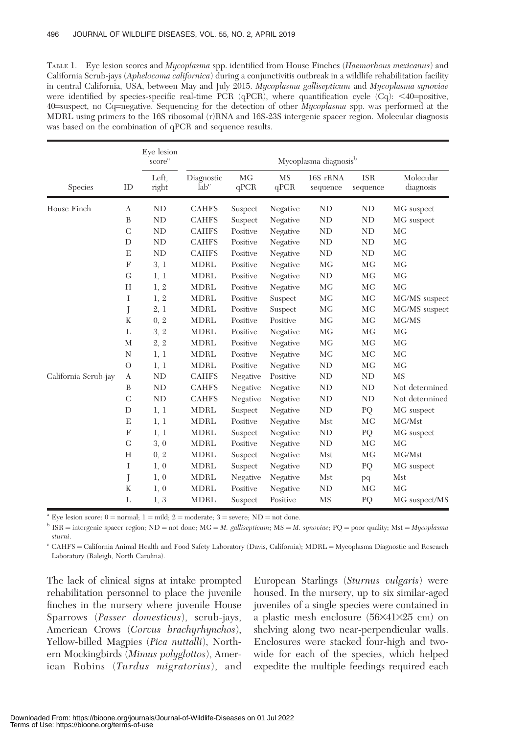TABLE 1. Eye lesion scores and *Mycoplasma* spp. identified from House Finches (*Haemorhous mexicanus*) and California Scrub-jays (*Aphelocoma californica*) during a conjunctivitis outbreak in a wildlife rehabilitation facility in central California, USA, between May and July 2015. *Mycoplasma gallisepticum* and *Mycoplasma synoviae* were identified by species-specific real-time PCR (qPCR), where quantification cycle (Cq): <40=positive, 40=suspect, no Cq=negative. Sequencing for the detection of other *Mycoplasma* spp. was performed at the MDRL using primers to the 16S ribosomal (r)RNA and 16S-23S intergenic spacer region. Molecular diagnosis was based on the combination of qPCR and sequence results.

| | | Eye lesion score[a] | Mycoplasma diagnosis[b] | | | | | |
|---|---|---|---|---|---|---|---|---|
| Species | ID | Left, right | Diagnostic lab[c] | MG qPCR | MS qPCR | 16S rRNA sequence | ISR sequence | Molecular diagnosis |
| House Finch | A | ND | CAHFS | Suspect | Negative | ND | ND | MG suspect |
| | B | ND | CAHFS | Suspect | Negative | ND | ND | MG suspect |
| | C | ND | CAHFS | Positive | Negative | ND | ND | MG |
| | D | ND | CAHFS | Positive | Negative | ND | ND | MG |
| | E | ND | CAHFS | Positive | Negative | ND | ND | MG |
| | F | 3, 1 | MDRL | Positive | Negative | MG | MG | MG |
| | G | 1, 1 | MDRL | Positive | Negative | ND | MG | MG |
| | H | 1, 2 | MDRL | Positive | Negative | MG | MG | MG |
| | I | 1, 2 | MDRL | Positive | Suspect | MG | MG | MG/MS suspect |
| | J | 2, 1 | MDRL | Positive | Suspect | MG | MG | MG/MS suspect |
| | K | 0, 2 | MDRL | Positive | Positive | MG | MG | MG/MS |
| | L | 3, 2 | MDRL | Positive | Negative | MG | MG | MG |
| | M | 2, 2 | MDRL | Positive | Negative | MG | MG | MG |
| | N | 1, 1 | MDRL | Positive | Negative | MG | MG | MG |
| | O | 1, 1 | MDRL | Positive | Negative | ND | MG | MG |
| California Scrub-jay | A | ND | CAHFS | Negative | Positive | ND | ND | MS |
| | B | ND | CAHFS | Negative | Negative | ND | ND | Not determined |
| | C | ND | CAHFS | Negative | Negative | ND | ND | Not determined |
| | D | 1, 1 | MDRL | Suspect | Negative | ND | PQ | MG suspect |
| | E | 1, 1 | MDRL | Positive | Negative | Mst | MG | MG/Mst |
| | F | 1, 1 | MDRL | Suspect | Negative | ND | PQ | MG suspect |
| | G | 3, 0 | MDRL | Positive | Negative | ND | MG | MG |
| | H | 0, 2 | MDRL | Suspect | Negative | Mst | MG | MG/Mst |
| | I | 1, 0 | MDRL | Suspect | Negative | ND | PQ | MG suspect |
| | J | 1, 0 | MDRL | Negative | Negative | Mst | pq | Mst |
| | K | 1, 0 | MDRL | Positive | Negative | ND | MG | MG |
| | L | 1, 3 | MDRL | Suspect | Positive | MS | PQ | MG suspect/MS |

[a] Eye lesion score: 0 = normal; 1 = mild; 2 = moderate; 3 = severe; ND = not done.

[b] ISR = intergenic spacer region; ND = not done; MG = *M. gallisepticum*; MS = *M. synoviae*; PQ = poor quality; Mst = *Mycoplasma sturni*.

[c] CAHFS = California Animal Health and Food Safety Laboratory (Davis, California); MDRL = Mycoplasma Diagnostic and Research Laboratory (Raleigh, North Carolina).

The lack of clinical signs at intake prompted rehabilitation personnel to place the juvenile finches in the nursery where juvenile House Sparrows (*Passer domesticus*), scrub-jays, American Crows (*Corvus brachyrhynchos*), Yellow-billed Magpies (*Pica nuttalli*), Northern Mockingbirds (*Mimus polyglottos*), American Robins (*Turdus migratorius*), and European Starlings (*Sturnus vulgaris*) were housed. In the nursery, up to six similar-aged juveniles of a single species were contained in a plastic mesh enclosure (56×41×25 cm) on shelving along two near-perpendicular walls. Enclosures were stacked four-high and two-wide for each of the species, which helped expedite the multiple feedings required each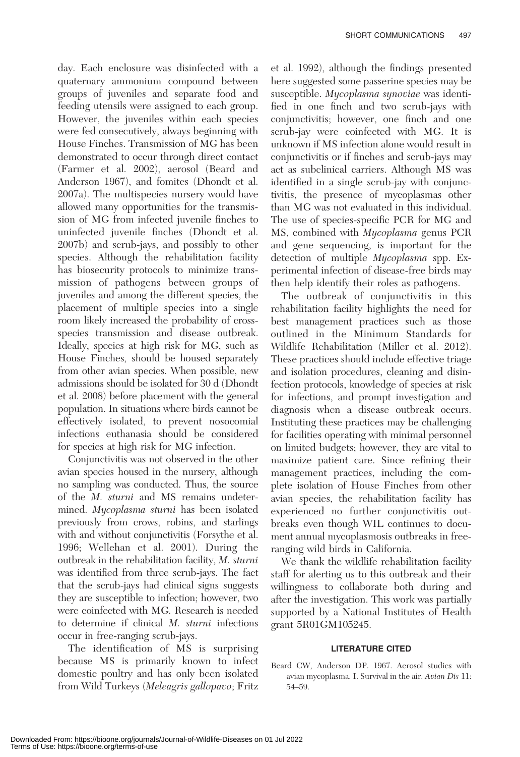day. Each enclosure was disinfected with a quaternary ammonium compound between groups of juveniles and separate food and feeding utensils were assigned to each group. However, the juveniles within each species were fed consecutively, always beginning with House Finches. Transmission of MG has been demonstrated to occur through direct contact (Farmer et al. 2002), aerosol (Beard and Anderson 1967), and fomites (Dhondt et al. 2007a). The multispecies nursery would have allowed many opportunities for the transmission of MG from infected juvenile finches to uninfected juvenile finches (Dhondt et al. 2007b) and scrub-jays, and possibly to other species. Although the rehabilitation facility has biosecurity protocols to minimize transmission of pathogens between groups of juveniles and among the different species, the placement of multiple species into a single room likely increased the probability of cross-species transmission and disease outbreak. Ideally, species at high risk for MG, such as House Finches, should be housed separately from other avian species. When possible, new admissions should be isolated for 30 d (Dhondt et al. 2008) before placement with the general population. In situations where birds cannot be effectively isolated, to prevent nosocomial infections euthanasia should be considered for species at high risk for MG infection.

Conjunctivitis was not observed in the other avian species housed in the nursery, although no sampling was conducted. Thus, the source of the *M. sturni* and MS remains undetermined. *Mycoplasma sturni* has been isolated previously from crows, robins, and starlings with and without conjunctivitis (Forsythe et al. 1996; Wellehan et al. 2001). During the outbreak in the rehabilitation facility, *M. sturni* was identified from three scrub-jays. The fact that the scrub-jays had clinical signs suggests they are susceptible to infection; however, two were coinfected with MG. Research is needed to determine if clinical *M. sturni* infections occur in free-ranging scrub-jays.

The identification of MS is surprising because MS is primarily known to infect domestic poultry and has only been isolated from Wild Turkeys (*Meleagris gallopavo*; Fritz et al. 1992), although the findings presented here suggested some passerine species may be susceptible. *Mycoplasma synoviae* was identified in one finch and two scrub-jays with conjunctivitis; however, one finch and one scrub-jay were coinfected with MG. It is unknown if MS infection alone would result in conjunctivitis or if finches and scrub-jays may act as subclinical carriers. Although MS was identified in a single scrub-jay with conjunctivitis, the presence of mycoplasmas other than MG was not evaluated in this individual. The use of species-specific PCR for MG and MS, combined with *Mycoplasma* genus PCR and gene sequencing, is important for the detection of multiple *Mycoplasma* spp. Experimental infection of disease-free birds may then help identify their roles as pathogens.

The outbreak of conjunctivitis in this rehabilitation facility highlights the need for best management practices such as those outlined in the Minimum Standards for Wildlife Rehabilitation (Miller et al. 2012). These practices should include effective triage and isolation procedures, cleaning and disinfection protocols, knowledge of species at risk for infections, and prompt investigation and diagnosis when a disease outbreak occurs. Instituting these practices may be challenging for facilities operating with minimal personnel on limited budgets; however, they are vital to maximize patient care. Since refining their management practices, including the complete isolation of House Finches from other avian species, the rehabilitation facility has experienced no further conjunctivitis outbreaks even though WIL continues to document annual mycoplasmosis outbreaks in free-ranging wild birds in California.

We thank the wildlife rehabilitation facility staff for alerting us to this outbreak and their willingness to collaborate both during and after the investigation. This work was partially supported by a National Institutes of Health grant 5R01GM105245.

## LITERATURE CITED

Beard CW, Anderson DP. 1967. Aerosol studies with avian mycoplasma. I. Survival in the air. *Avian Dis* 11: 54–59.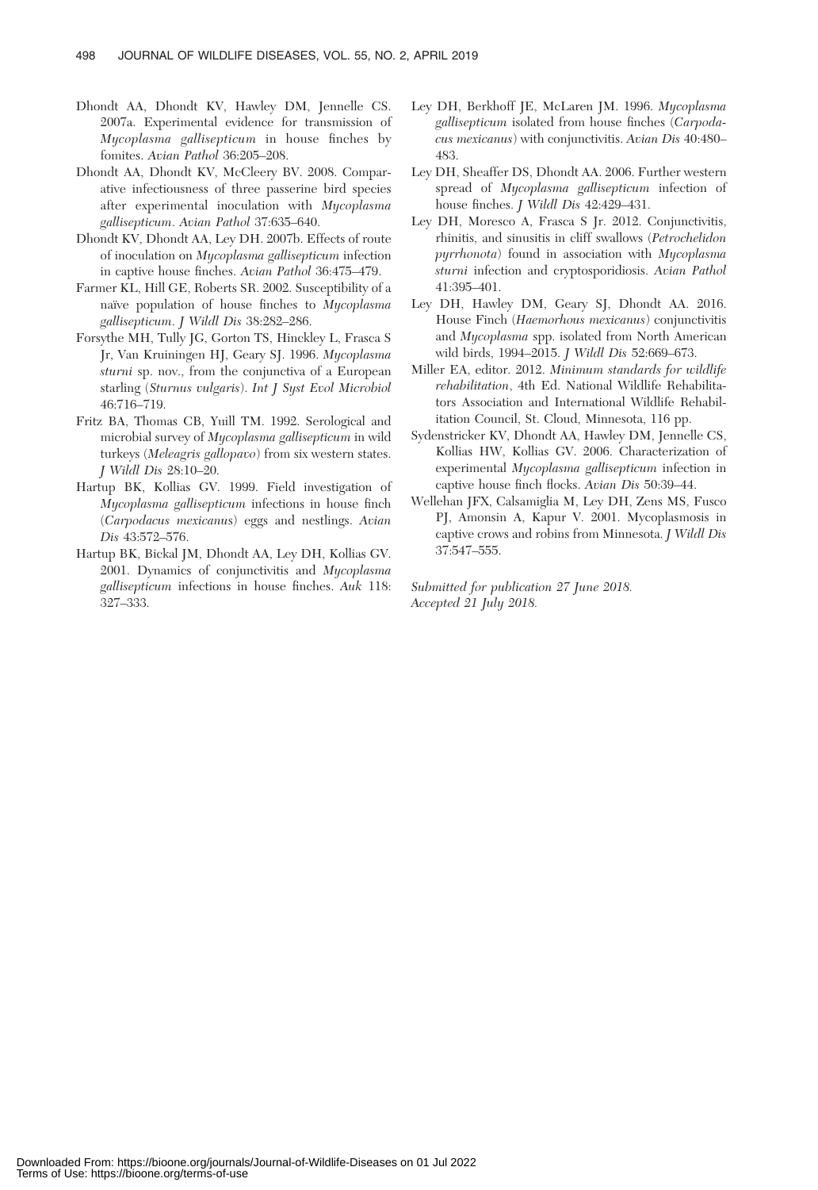Dhondt AA, Dhondt KV, Hawley DM, Jennelle CS. 2007a. Experimental evidence for transmission of *Mycoplasma gallisepticum* in house finches by fomites. *Avian Pathol* 36:205–208.

Dhondt AA, Dhondt KV, McCleery BV. 2008. Comparative infectiousness of three passerine bird species after experimental inoculation with *Mycoplasma gallisepticum*. *Avian Pathol* 37:635–640.

Dhondt KV, Dhondt AA, Ley DH. 2007b. Effects of route of inoculation on *Mycoplasma gallisepticum* infection in captive house finches. *Avian Pathol* 36:475–479.

Farmer KL, Hill GE, Roberts SR. 2002. Susceptibility of a naïve population of house finches to *Mycoplasma gallisepticum*. *J Wildl Dis* 38:282–286.

Forsythe MH, Tully JG, Gorton TS, Hinckley L, Frasca S Jr, Van Kruiningen HJ, Geary SJ. 1996. *Mycoplasma sturni* sp. nov., from the conjunctiva of a European starling (*Sturnus vulgaris*). *Int J Syst Evol Microbiol* 46:716–719.

Fritz BA, Thomas CB, Yuill TM. 1992. Serological and microbial survey of *Mycoplasma gallisepticum* in wild turkeys (*Meleagris gallopavo*) from six western states. *J Wildl Dis* 28:10–20.

Hartup BK, Kollias GV. 1999. Field investigation of *Mycoplasma gallisepticum* infections in house finch (*Carpodacus mexicanus*) eggs and nestlings. *Avian Dis* 43:572–576.

Hartup BK, Bickal JM, Dhondt AA, Ley DH, Kollias GV. 2001. Dynamics of conjunctivitis and *Mycoplasma gallisepticum* infections in house finches. *Auk* 118: 327–333.

Ley DH, Berkhoff JE, McLaren JM. 1996. *Mycoplasma gallisepticum* isolated from house finches (*Carpodacus mexicanus*) with conjunctivitis. *Avian Dis* 40:480–483.

Ley DH, Sheaffer DS, Dhondt AA. 2006. Further western spread of *Mycoplasma gallisepticum* infection of house finches. *J Wildl Dis* 42:429–431.

Ley DH, Moresco A, Frasca S Jr. 2012. Conjunctivitis, rhinitis, and sinusitis in cliff swallows (*Petrochelidon pyrrhonota*) found in association with *Mycoplasma sturni* infection and cryptosporidiosis. *Avian Pathol* 41:395–401.

Ley DH, Hawley DM, Geary SJ, Dhondt AA. 2016. House Finch (*Haemorhous mexicanus*) conjunctivitis and *Mycoplasma* spp. isolated from North American wild birds, 1994–2015. *J Wildl Dis* 52:669–673.

Miller EA, editor. 2012. *Minimum standards for wildlife rehabilitation*, 4th Ed. National Wildlife Rehabilitators Association and International Wildlife Rehabilitation Council, St. Cloud, Minnesota, 116 pp.

Sydenstricker KV, Dhondt AA, Hawley DM, Jennelle CS, Kollias HW, Kollias GV. 2006. Characterization of experimental *Mycoplasma gallisepticum* infection in captive house finch flocks. *Avian Dis* 50:39–44.

Wellehan JFX, Calsamiglia M, Ley DH, Zens MS, Fusco PJ, Amonsin A, Kapur V. 2001. Mycoplasmosis in captive crows and robins from Minnesota. *J Wildl Dis* 37:547–555.

*Submitted for publication 27 June 2018.*
*Accepted 21 July 2018.*